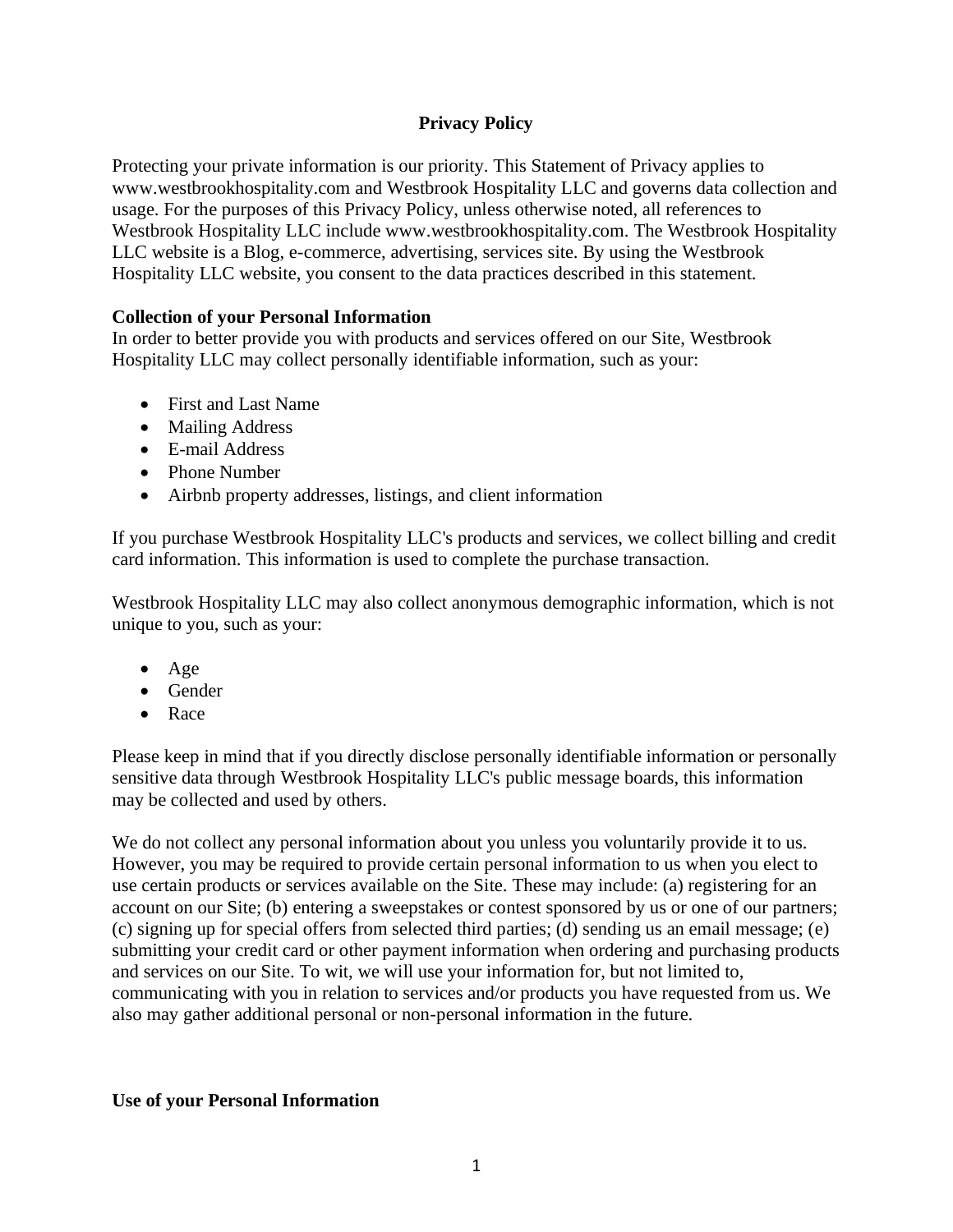# Privacy Policy

Protecting your private information is our priority. This Statement of Privacy applies to www.westbrookhospitality.com and Westbrook Hospitality LLC and governs data collection and usage. For the purposes of this Privacy Policy, unless otherwise noted, all references to Westbrook Hospitality LLC include www.westbrookhospitality.com. The Westbrook Hospitality LLC website is a Blog, e-commerce, advertising, services site. By using the Westbrook Hospitality LLC website, you consent to the data practices described in this statement.

**Collection of your Personal Information**

In order to better provide you with products and services offered on our Site, Westbrook Hospitality LLC may collect personally identifiable information, such as your:

- First and Last Name
- Mailing Address
- E-mail Address
- Phone Number
- Airbnb property addresses, listings, and client information

If you purchase Westbrook Hospitality LLC's products and services, we collect billing and credit card information. This information is used to complete the purchase transaction.

Westbrook Hospitality LLC may also collect anonymous demographic information, which is not unique to you, such as your:

- Age
- Gender
- Race

Please keep in mind that if you directly disclose personally identifiable information or personally sensitive data through Westbrook Hospitality LLC's public message boards, this information may be collected and used by others.

We do not collect any personal information about you unless you voluntarily provide it to us. However, you may be required to provide certain personal information to us when you elect to use certain products or services available on the Site. These may include: (a) registering for an account on our Site; (b) entering a sweepstakes or contest sponsored by us or one of our partners; (c) signing up for special offers from selected third parties; (d) sending us an email message; (e) submitting your credit card or other payment information when ordering and purchasing products and services on our Site. To wit, we will use your information for, but not limited to, communicating with you in relation to services and/or products you have requested from us. We also may gather additional personal or non-personal information in the future.

**Use of your Personal Information**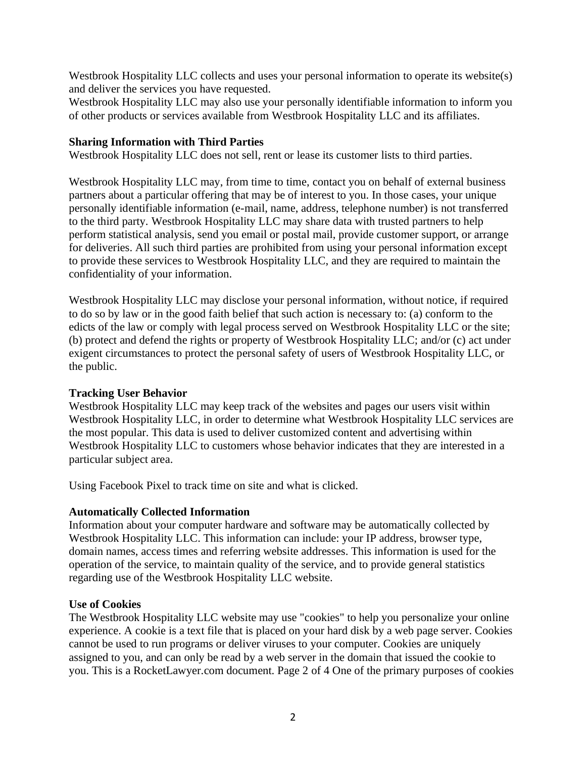Westbrook Hospitality LLC collects and uses your personal information to operate its website(s) and deliver the services you have requested.
Westbrook Hospitality LLC may also use your personally identifiable information to inform you of other products or services available from Westbrook Hospitality LLC and its affiliates.

**Sharing Information with Third Parties**
Westbrook Hospitality LLC does not sell, rent or lease its customer lists to third parties.

Westbrook Hospitality LLC may, from time to time, contact you on behalf of external business partners about a particular offering that may be of interest to you. In those cases, your unique personally identifiable information (e-mail, name, address, telephone number) is not transferred to the third party. Westbrook Hospitality LLC may share data with trusted partners to help perform statistical analysis, send you email or postal mail, provide customer support, or arrange for deliveries. All such third parties are prohibited from using your personal information except to provide these services to Westbrook Hospitality LLC, and they are required to maintain the confidentiality of your information.

Westbrook Hospitality LLC may disclose your personal information, without notice, if required to do so by law or in the good faith belief that such action is necessary to: (a) conform to the edicts of the law or comply with legal process served on Westbrook Hospitality LLC or the site; (b) protect and defend the rights or property of Westbrook Hospitality LLC; and/or (c) act under exigent circumstances to protect the personal safety of users of Westbrook Hospitality LLC, or the public.

**Tracking User Behavior**
Westbrook Hospitality LLC may keep track of the websites and pages our users visit within Westbrook Hospitality LLC, in order to determine what Westbrook Hospitality LLC services are the most popular. This data is used to deliver customized content and advertising within Westbrook Hospitality LLC to customers whose behavior indicates that they are interested in a particular subject area.

Using Facebook Pixel to track time on site and what is clicked.

**Automatically Collected Information**
Information about your computer hardware and software may be automatically collected by Westbrook Hospitality LLC. This information can include: your IP address, browser type, domain names, access times and referring website addresses. This information is used for the operation of the service, to maintain quality of the service, and to provide general statistics regarding use of the Westbrook Hospitality LLC website.

**Use of Cookies**
The Westbrook Hospitality LLC website may use "cookies" to help you personalize your online experience. A cookie is a text file that is placed on your hard disk by a web page server. Cookies cannot be used to run programs or deliver viruses to your computer. Cookies are uniquely assigned to you, and can only be read by a web server in the domain that issued the cookie to you. This is a RocketLawyer.com document. Page 2 of 4 One of the primary purposes of cookies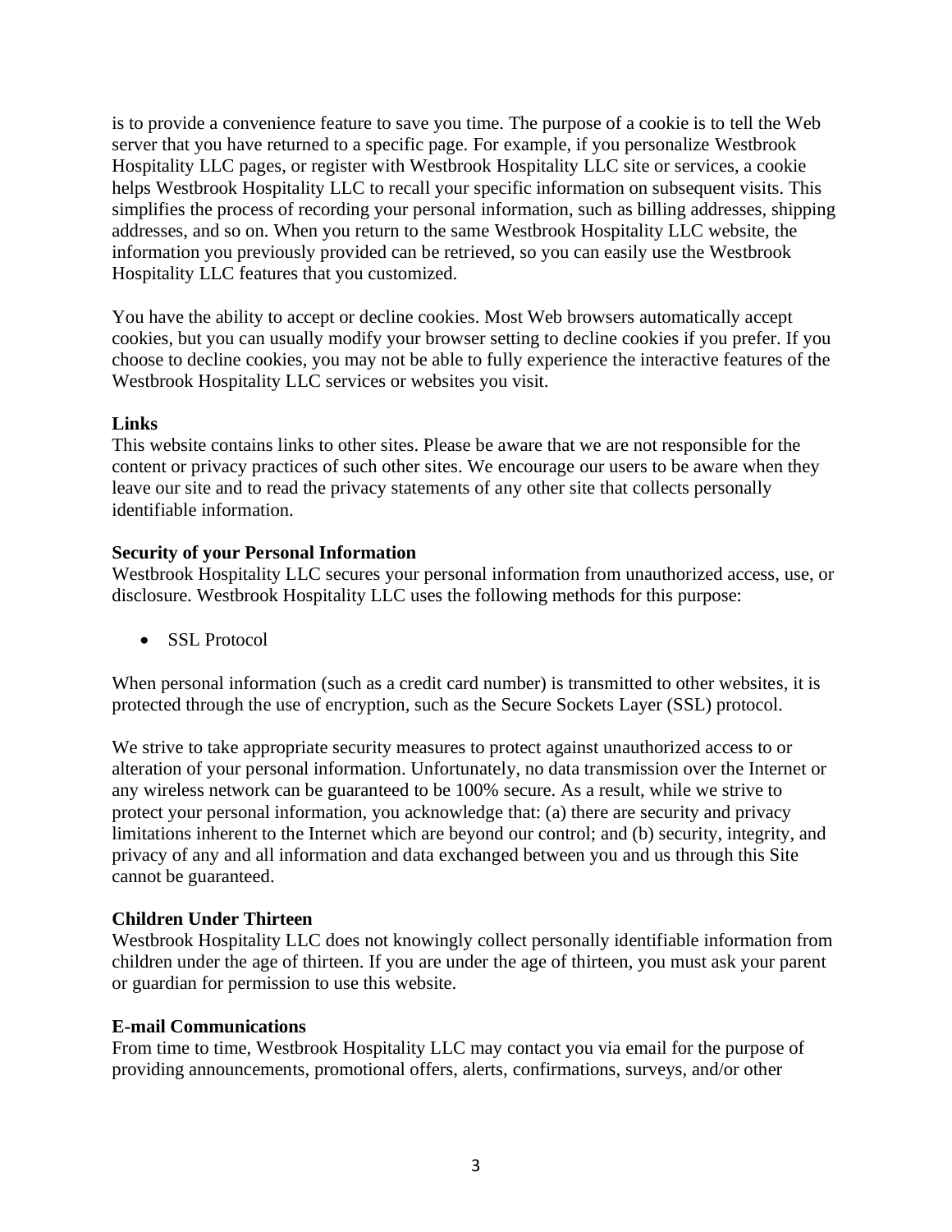is to provide a convenience feature to save you time. The purpose of a cookie is to tell the Web server that you have returned to a specific page. For example, if you personalize Westbrook Hospitality LLC pages, or register with Westbrook Hospitality LLC site or services, a cookie helps Westbrook Hospitality LLC to recall your specific information on subsequent visits. This simplifies the process of recording your personal information, such as billing addresses, shipping addresses, and so on. When you return to the same Westbrook Hospitality LLC website, the information you previously provided can be retrieved, so you can easily use the Westbrook Hospitality LLC features that you customized.

You have the ability to accept or decline cookies. Most Web browsers automatically accept cookies, but you can usually modify your browser setting to decline cookies if you prefer. If you choose to decline cookies, you may not be able to fully experience the interactive features of the Westbrook Hospitality LLC services or websites you visit.

**Links**
This website contains links to other sites. Please be aware that we are not responsible for the content or privacy practices of such other sites. We encourage our users to be aware when they leave our site and to read the privacy statements of any other site that collects personally identifiable information.

**Security of your Personal Information**
Westbrook Hospitality LLC secures your personal information from unauthorized access, use, or disclosure. Westbrook Hospitality LLC uses the following methods for this purpose:

- SSL Protocol

When personal information (such as a credit card number) is transmitted to other websites, it is protected through the use of encryption, such as the Secure Sockets Layer (SSL) protocol.

We strive to take appropriate security measures to protect against unauthorized access to or alteration of your personal information. Unfortunately, no data transmission over the Internet or any wireless network can be guaranteed to be 100% secure. As a result, while we strive to protect your personal information, you acknowledge that: (a) there are security and privacy limitations inherent to the Internet which are beyond our control; and (b) security, integrity, and privacy of any and all information and data exchanged between you and us through this Site cannot be guaranteed.

**Children Under Thirteen**
Westbrook Hospitality LLC does not knowingly collect personally identifiable information from children under the age of thirteen. If you are under the age of thirteen, you must ask your parent or guardian for permission to use this website.

**E-mail Communications**
From time to time, Westbrook Hospitality LLC may contact you via email for the purpose of providing announcements, promotional offers, alerts, confirmations, surveys, and/or other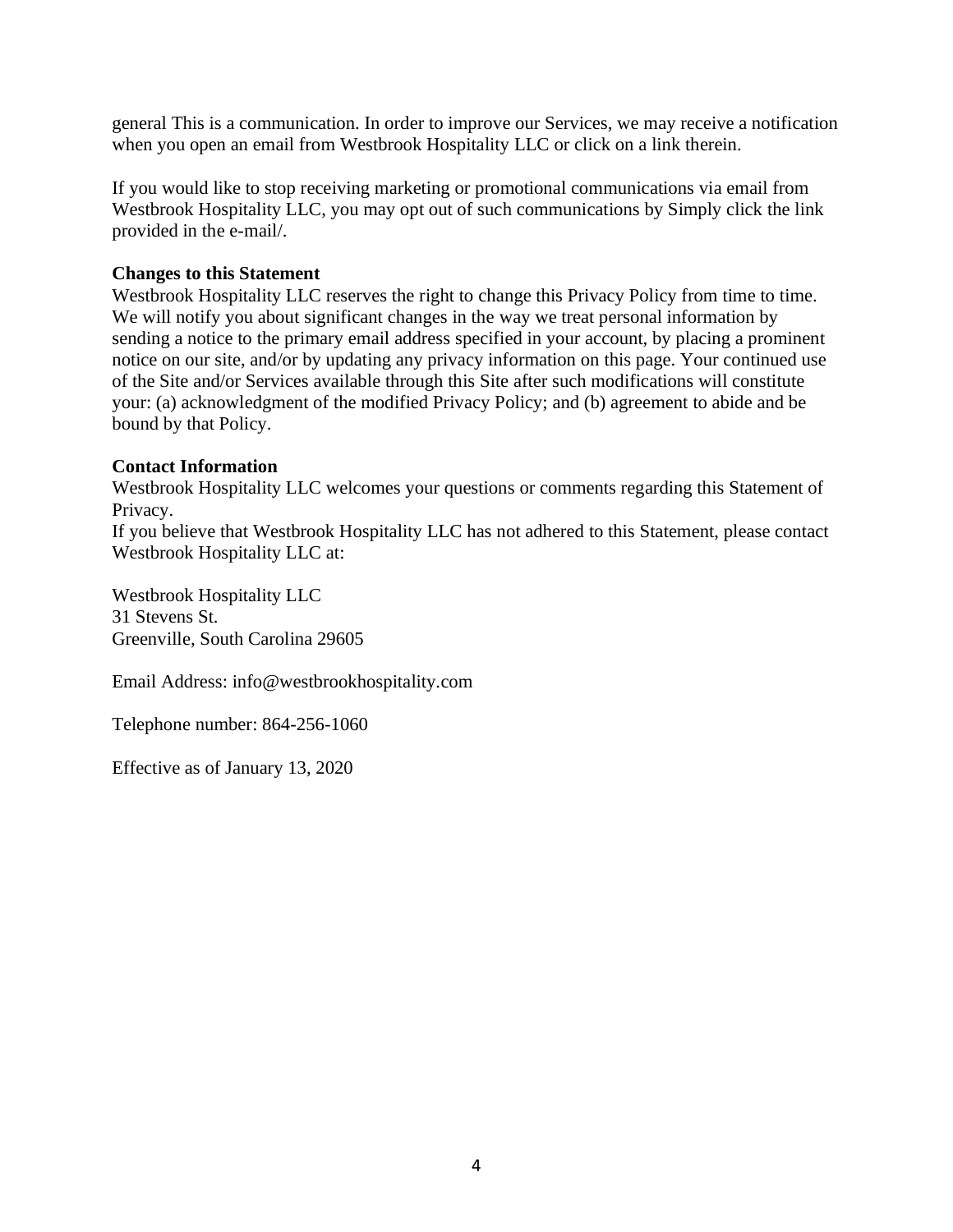general This is a communication. In order to improve our Services, we may receive a notification when you open an email from Westbrook Hospitality LLC or click on a link therein.

If you would like to stop receiving marketing or promotional communications via email from Westbrook Hospitality LLC, you may opt out of such communications by Simply click the link provided in the e-mail/.

**Changes to this Statement**

Westbrook Hospitality LLC reserves the right to change this Privacy Policy from time to time. We will notify you about significant changes in the way we treat personal information by sending a notice to the primary email address specified in your account, by placing a prominent notice on our site, and/or by updating any privacy information on this page. Your continued use of the Site and/or Services available through this Site after such modifications will constitute your: (a) acknowledgment of the modified Privacy Policy; and (b) agreement to abide and be bound by that Policy.

**Contact Information**

Westbrook Hospitality LLC welcomes your questions or comments regarding this Statement of Privacy.

If you believe that Westbrook Hospitality LLC has not adhered to this Statement, please contact Westbrook Hospitality LLC at:

Westbrook Hospitality LLC
31 Stevens St.
Greenville, South Carolina 29605

Email Address: info@westbrookhospitality.com

Telephone number: 864-256-1060

Effective as of January 13, 2020